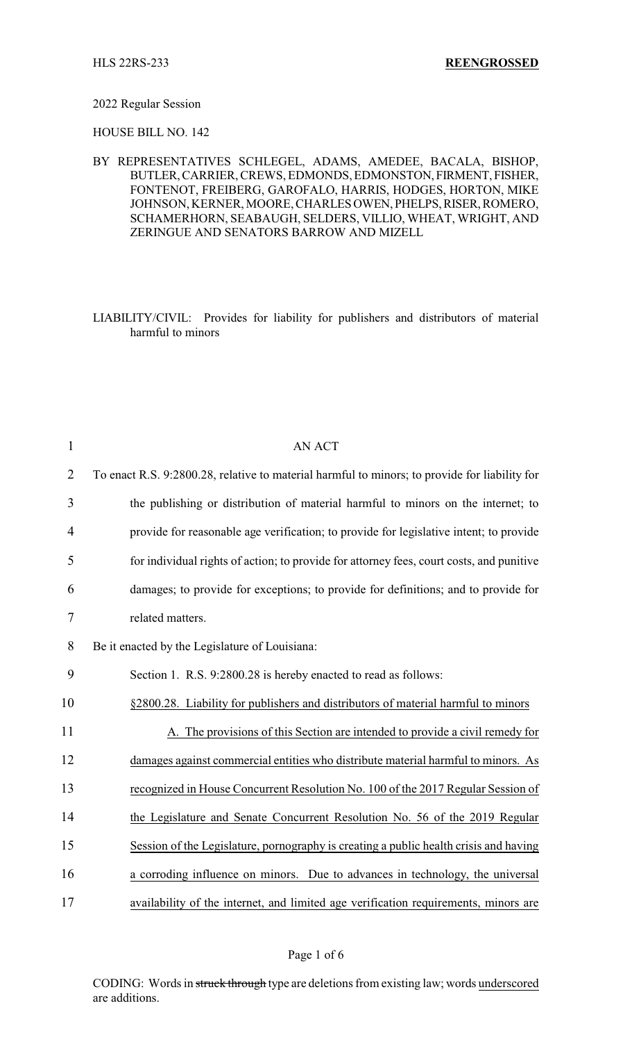HLS 22RS-233 **REENGROSSED**

2022 Regular Session

HOUSE BILL NO. 142

BY REPRESENTATIVES SCHLEGEL, ADAMS, AMEDEE, BACALA, BISHOP, BUTLER, CARRIER, CREWS, EDMONDS, EDMONSTON, FIRMENT, FISHER, FONTENOT, FREIBERG, GAROFALO, HARRIS, HODGES, HORTON, MIKE JOHNSON, KERNER, MOORE, CHARLES OWEN, PHELPS, RISER, ROMERO, SCHAMERHORN, SEABAUGH, SELDERS, VILLIO, WHEAT, WRIGHT, AND ZERINGUE AND SENATORS BARROW AND MIZELL

LIABILITY/CIVIL: Provides for liability for publishers and distributors of material harmful to minors

AN ACT

To enact R.S. 9:2800.28, relative to material harmful to minors; to provide for liability for the publishing or distribution of material harmful to minors on the internet; to provide for reasonable age verification; to provide for legislative intent; to provide for individual rights of action; to provide for attorney fees, court costs, and punitive damages; to provide for exceptions; to provide for definitions; and to provide for related matters.

Be it enacted by the Legislature of Louisiana:

Section 1. R.S. 9:2800.28 is hereby enacted to read as follows:

§2800.28. Liability for publishers and distributors of material harmful to minors

A. The provisions of this Section are intended to provide a civil remedy for damages against commercial entities who distribute material harmful to minors. As recognized in House Concurrent Resolution No. 100 of the 2017 Regular Session of the Legislature and Senate Concurrent Resolution No. 56 of the 2019 Regular Session of the Legislature, pornography is creating a public health crisis and having a corroding influence on minors. Due to advances in technology, the universal availability of the internet, and limited age verification requirements, minors are

CODING: Words in ~~struck through~~ type are deletions from existing law; words underscored are additions.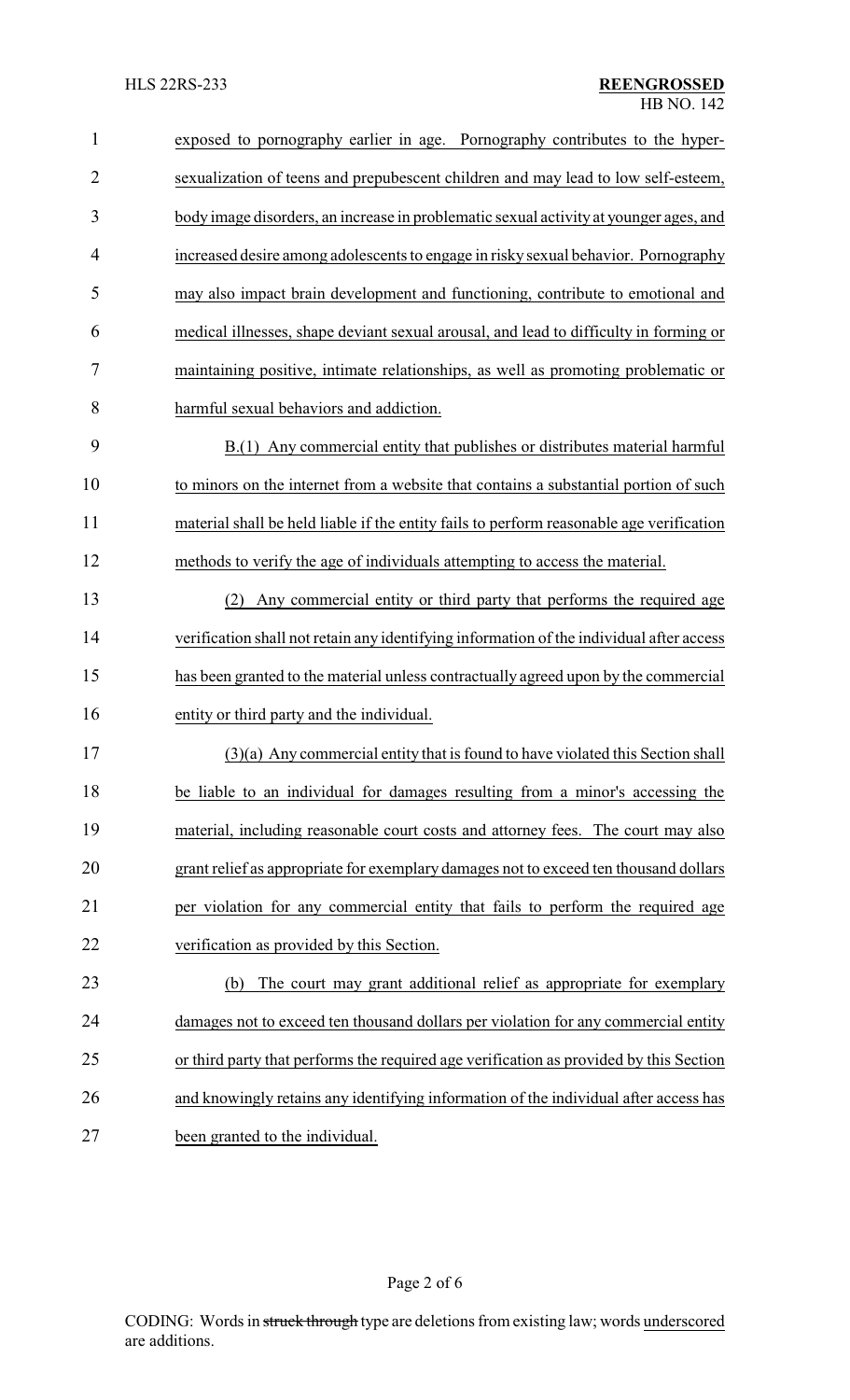exposed to pornography earlier in age. Pornography contributes to the hyper-sexualization of teens and prepubescent children and may lead to low self-esteem, body image disorders, an increase in problematic sexual activity at younger ages, and increased desire among adolescents to engage in risky sexual behavior. Pornography may also impact brain development and functioning, contribute to emotional and medical illnesses, shape deviant sexual arousal, and lead to difficulty in forming or maintaining positive, intimate relationships, as well as promoting problematic or harmful sexual behaviors and addiction.

B.(1) Any commercial entity that publishes or distributes material harmful to minors on the internet from a website that contains a substantial portion of such material shall be held liable if the entity fails to perform reasonable age verification methods to verify the age of individuals attempting to access the material.

(2) Any commercial entity or third party that performs the required age verification shall not retain any identifying information of the individual after access has been granted to the material unless contractually agreed upon by the commercial entity or third party and the individual.

(3)(a) Any commercial entity that is found to have violated this Section shall be liable to an individual for damages resulting from a minor's accessing the material, including reasonable court costs and attorney fees. The court may also grant relief as appropriate for exemplary damages not to exceed ten thousand dollars per violation for any commercial entity that fails to perform the required age verification as provided by this Section.

(b) The court may grant additional relief as appropriate for exemplary damages not to exceed ten thousand dollars per violation for any commercial entity or third party that performs the required age verification as provided by this Section and knowingly retains any identifying information of the individual after access has been granted to the individual.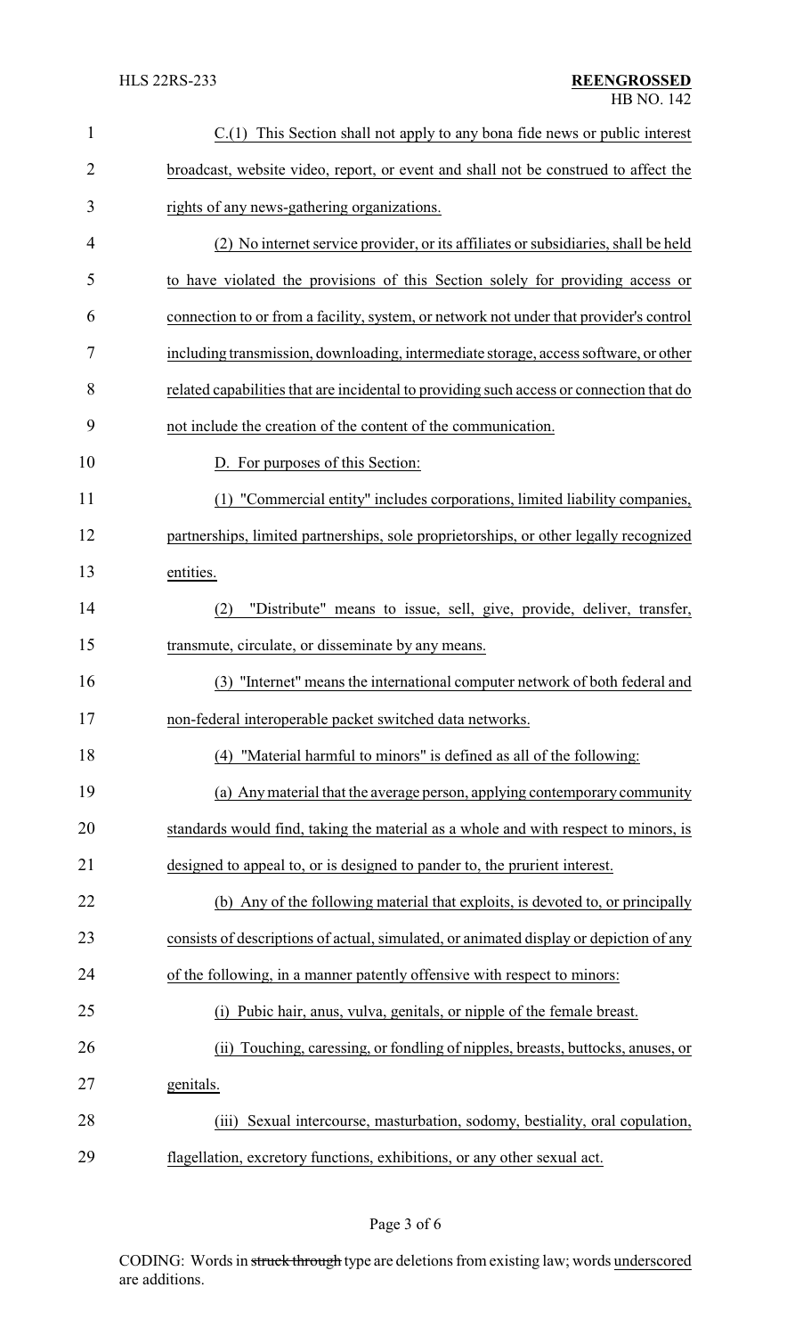C.(1) This Section shall not apply to any bona fide news or public interest broadcast, website video, report, or event and shall not be construed to affect the rights of any news-gathering organizations.

(2) No internet service provider, or its affiliates or subsidiaries, shall be held to have violated the provisions of this Section solely for providing access or connection to or from a facility, system, or network not under that provider's control including transmission, downloading, intermediate storage, access software, or other related capabilities that are incidental to providing such access or connection that do not include the creation of the content of the communication.

D. For purposes of this Section:

(1) "Commercial entity" includes corporations, limited liability companies, partnerships, limited partnerships, sole proprietorships, or other legally recognized entities.

(2) "Distribute" means to issue, sell, give, provide, deliver, transfer, transmute, circulate, or disseminate by any means.

(3) "Internet" means the international computer network of both federal and non-federal interoperable packet switched data networks.

(4) "Material harmful to minors" is defined as all of the following:

(a) Any material that the average person, applying contemporary community standards would find, taking the material as a whole and with respect to minors, is designed to appeal to, or is designed to pander to, the prurient interest.

(b) Any of the following material that exploits, is devoted to, or principally consists of descriptions of actual, simulated, or animated display or depiction of any of the following, in a manner patently offensive with respect to minors:

(i) Pubic hair, anus, vulva, genitals, or nipple of the female breast.

(ii) Touching, caressing, or fondling of nipples, breasts, buttocks, anuses, or genitals.

(iii) Sexual intercourse, masturbation, sodomy, bestiality, oral copulation, flagellation, excretory functions, exhibitions, or any other sexual act.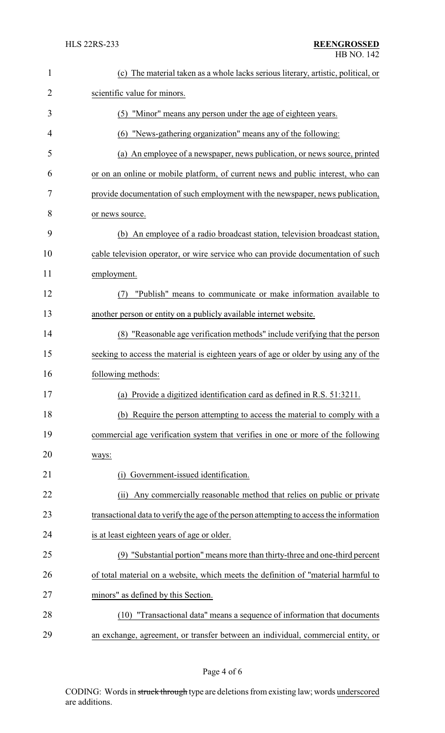(c) The material taken as a whole lacks serious literary, artistic, political, or scientific value for minors.

(5) "Minor" means any person under the age of eighteen years.

(6) "News-gathering organization" means any of the following:

(a) An employee of a newspaper, news publication, or news source, printed or on an online or mobile platform, of current news and public interest, who can provide documentation of such employment with the newspaper, news publication, or news source.

(b) An employee of a radio broadcast station, television broadcast station, cable television operator, or wire service who can provide documentation of such employment.

(7) "Publish" means to communicate or make information available to another person or entity on a publicly available internet website.

(8) "Reasonable age verification methods" include verifying that the person seeking to access the material is eighteen years of age or older by using any of the following methods:

(a) Provide a digitized identification card as defined in R.S. 51:3211.

(b) Require the person attempting to access the material to comply with a commercial age verification system that verifies in one or more of the following ways:

(i) Government-issued identification.

(ii) Any commercially reasonable method that relies on public or private transactional data to verify the age of the person attempting to access the information is at least eighteen years of age or older.

(9) "Substantial portion" means more than thirty-three and one-third percent of total material on a website, which meets the definition of "material harmful to minors" as defined by this Section.

(10) "Transactional data" means a sequence of information that documents an exchange, agreement, or transfer between an individual, commercial entity, or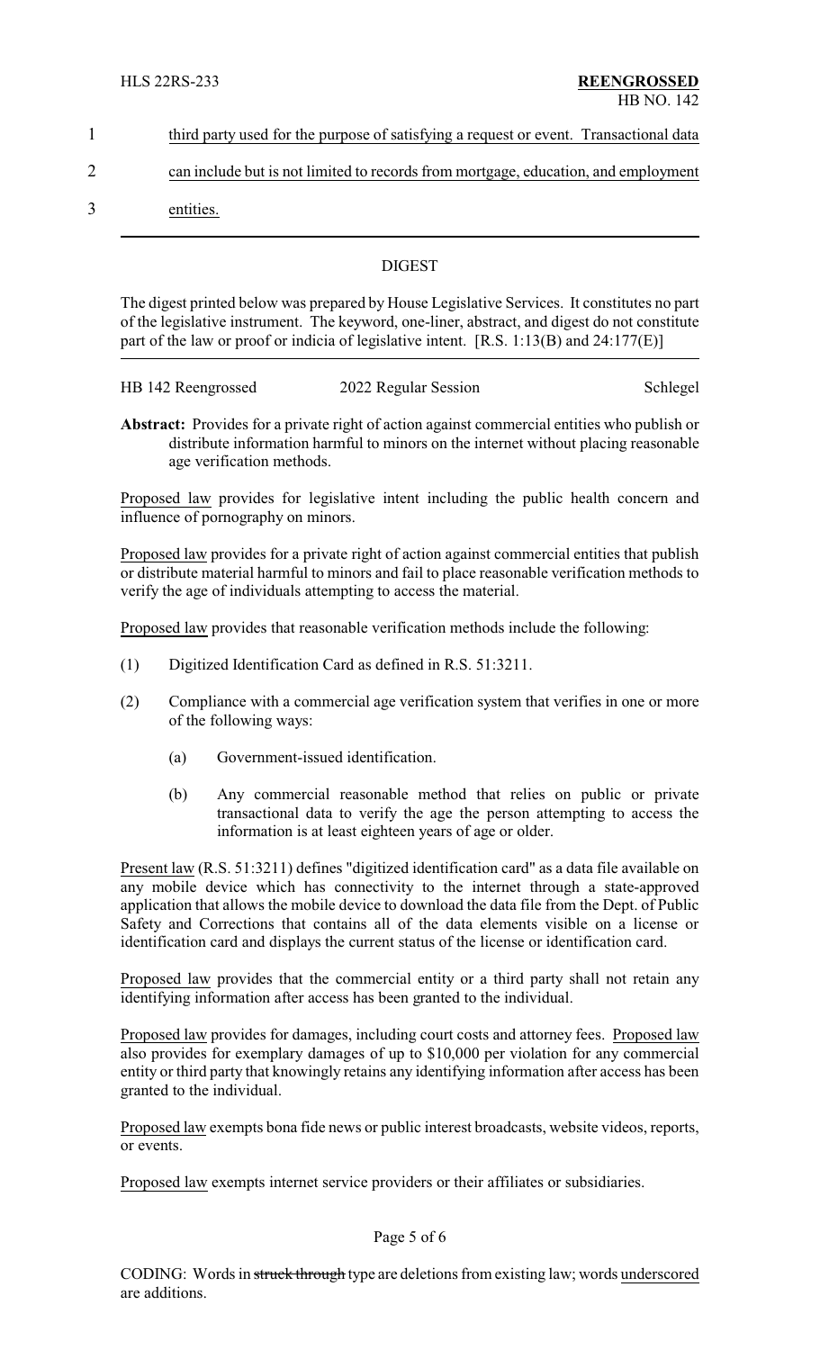third party used for the purpose of satisfying a request or event. Transactional data can include but is not limited to records from mortgage, education, and employment entities.

## DIGEST

The digest printed below was prepared by House Legislative Services. It constitutes no part of the legislative instrument. The keyword, one-liner, abstract, and digest do not constitute part of the law or proof or indicia of legislative intent. [R.S. 1:13(B) and 24:177(E)]

HB 142 Reengrossed 2022 Regular Session Schlegel

**Abstract:** Provides for a private right of action against commercial entities who publish or distribute information harmful to minors on the internet without placing reasonable age verification methods.

Proposed law provides for legislative intent including the public health concern and influence of pornography on minors.

Proposed law provides for a private right of action against commercial entities that publish or distribute material harmful to minors and fail to place reasonable verification methods to verify the age of individuals attempting to access the material.

Proposed law provides that reasonable verification methods include the following:

(1) Digitized Identification Card as defined in R.S. 51:3211.

(2) Compliance with a commercial age verification system that verifies in one or more of the following ways:

 (a) Government-issued identification.

 (b) Any commercial reasonable method that relies on public or private transactional data to verify the age the person attempting to access the information is at least eighteen years of age or older.

Present law (R.S. 51:3211) defines "digitized identification card" as a data file available on any mobile device which has connectivity to the internet through a state-approved application that allows the mobile device to download the data file from the Dept. of Public Safety and Corrections that contains all of the data elements visible on a license or identification card and displays the current status of the license or identification card.

Proposed law provides that the commercial entity or a third party shall not retain any identifying information after access has been granted to the individual.

Proposed law provides for damages, including court costs and attorney fees. Proposed law also provides for exemplary damages of up to $10,000 per violation for any commercial entity or third party that knowingly retains any identifying information after access has been granted to the individual.

Proposed law exempts bona fide news or public interest broadcasts, website videos, reports, or events.

Proposed law exempts internet service providers or their affiliates or subsidiaries.

CODING: Words in ~~struck through~~ type are deletions from existing law; words underscored are additions.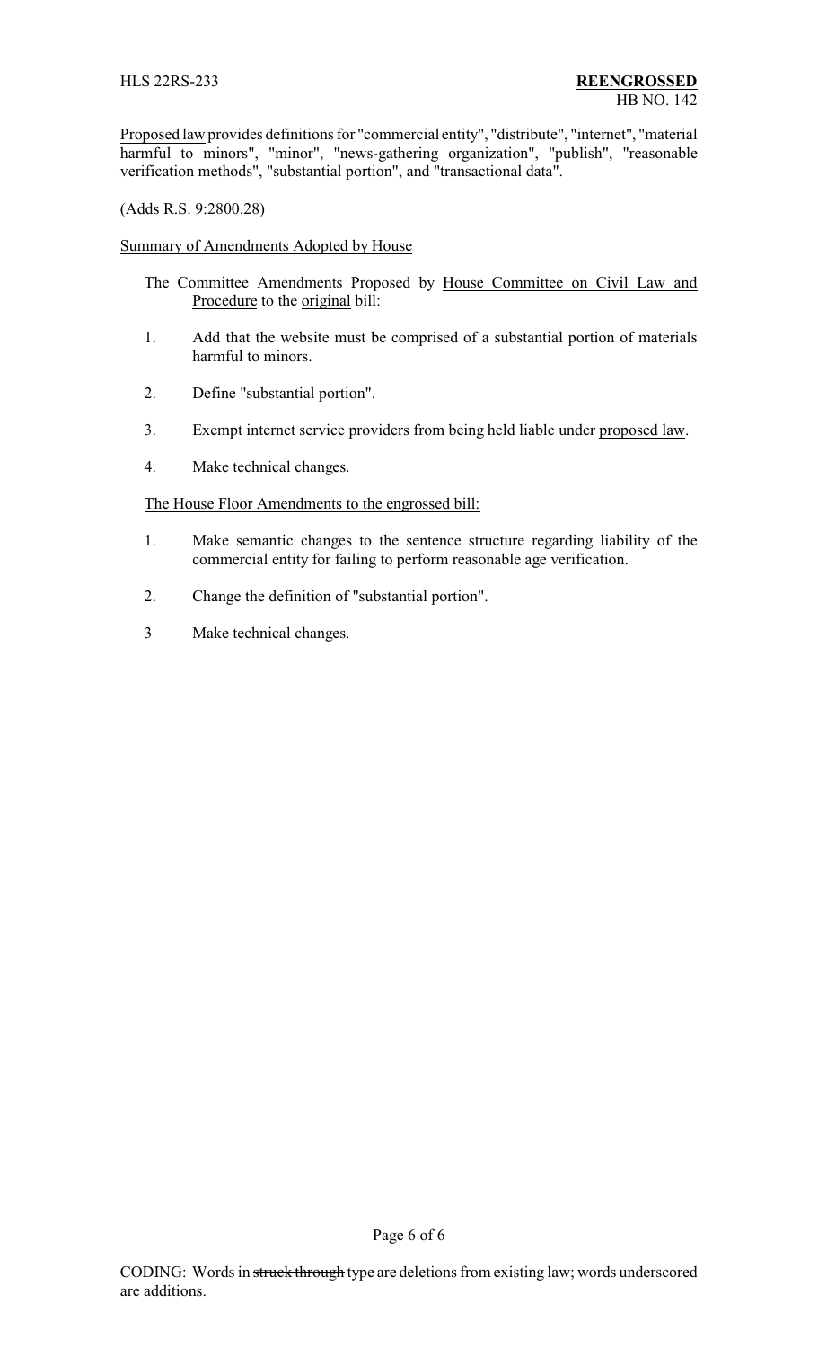Proposed law provides definitions for "commercial entity", "distribute", "internet", "material harmful to minors", "minor", "news-gathering organization", "publish", "reasonable verification methods", "substantial portion", and "transactional data".

(Adds R.S. 9:2800.28)

Summary of Amendments Adopted by House

The Committee Amendments Proposed by House Committee on Civil Law and Procedure to the original bill:

1. Add that the website must be comprised of a substantial portion of materials harmful to minors.

2. Define "substantial portion".

3. Exempt internet service providers from being held liable under proposed law.

4. Make technical changes.

The House Floor Amendments to the engrossed bill:

1. Make semantic changes to the sentence structure regarding liability of the commercial entity for failing to perform reasonable age verification.

2. Change the definition of "substantial portion".

3 Make technical changes.

CODING: Words in ~~struck through~~ type are deletions from existing law; words underscored are additions.